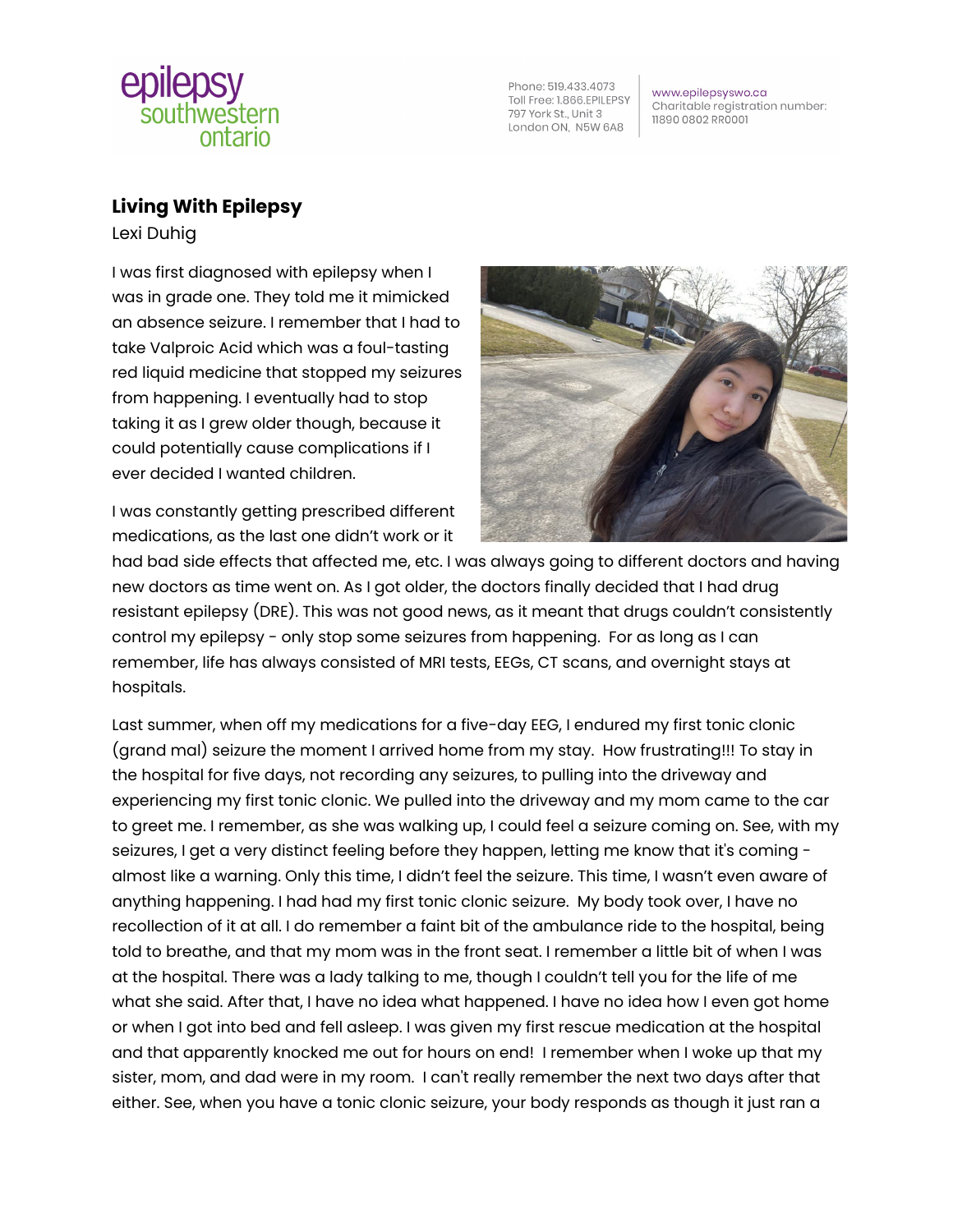# Living With Epilepsy

Lexi Duhig

I was first diagnosed with epilepsy when I was in grade one. They told me it mimicked an absence seizure. I remember that I had to take Valproic Acid which was a foul-tasting red liquid medicine that stopped my seizures from happening. I eventually had to stop taking it as I grew older though, because it could potentially cause complications if I ever decided I wanted children.

I was constantly getting prescribed different medications, as the last one didn't work or it had bad side effects that affected me, etc. I was always going to different doctors and having new doctors as time went on. As I got older, the doctors finally decided that I had drug resistant epilepsy (DRE). This was not good news, as it meant that drugs couldn't consistently control my epilepsy - only stop some seizures from happening. For as long as I can remember, life has always consisted of MRI tests, EEGs, CT scans, and overnight stays at hospitals.

Last summer, when off my medications for a five-day EEG, I endured my first tonic clonic (grand mal) seizure the moment I arrived home from my stay. How frustrating!!! To stay in the hospital for five days, not recording any seizures, to pulling into the driveway and experiencing my first tonic clonic. We pulled into the driveway and my mom came to the car to greet me. I remember, as she was walking up, I could feel a seizure coming on. See, with my seizures, I get a very distinct feeling before they happen, letting me know that it's coming - almost like a warning. Only this time, I didn't feel the seizure. This time, I wasn't even aware of anything happening. I had had my first tonic clonic seizure. My body took over, I have no recollection of it at all. I do remember a faint bit of the ambulance ride to the hospital, being told to breathe, and that my mom was in the front seat. I remember a little bit of when I was at the hospital. There was a lady talking to me, though I couldn't tell you for the life of me what she said. After that, I have no idea what happened. I have no idea how I even got home or when I got into bed and fell asleep. I was given my first rescue medication at the hospital and that apparently knocked me out for hours on end! I remember when I woke up that my sister, mom, and dad were in my room. I can't really remember the next two days after that either. See, when you have a tonic clonic seizure, your body responds as though it just ran a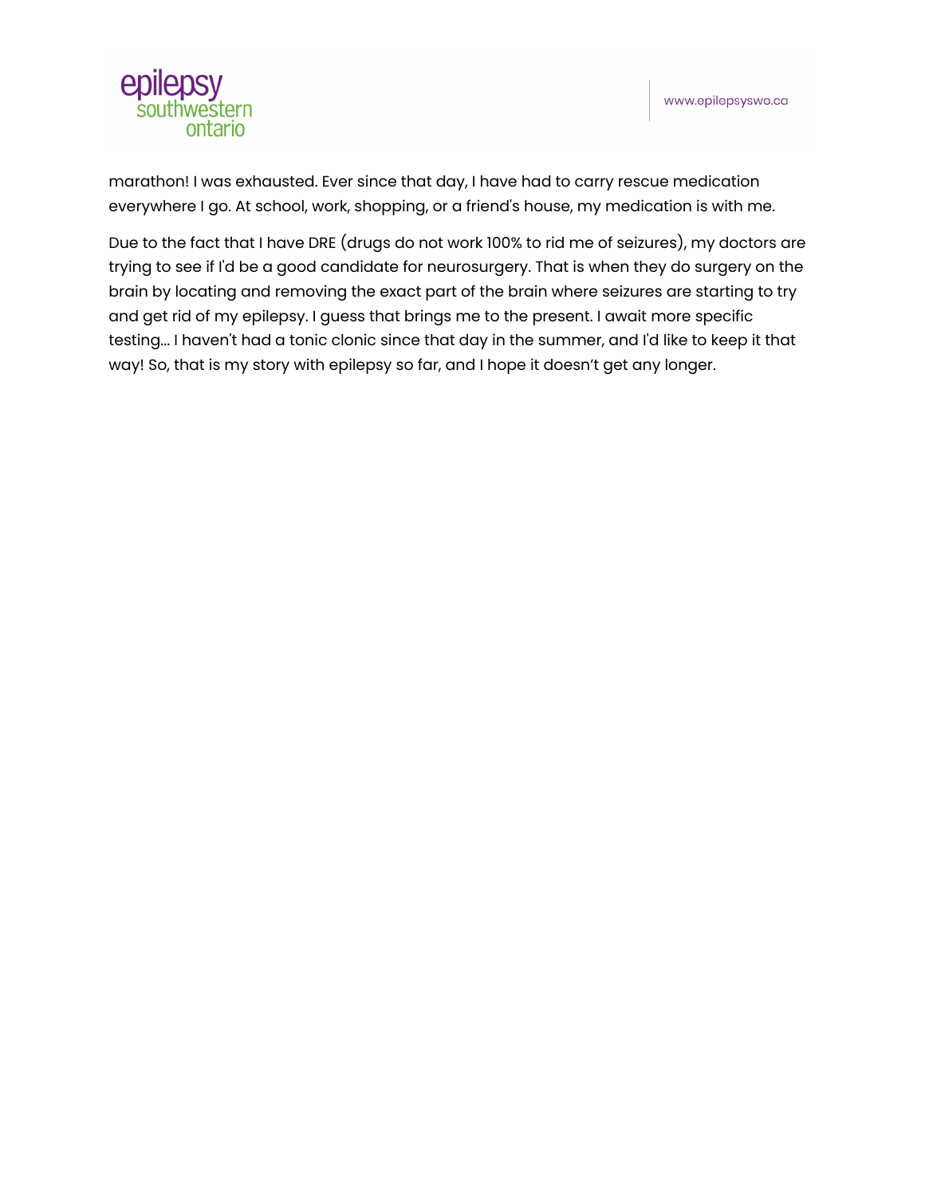marathon! I was exhausted. Ever since that day, I have had to carry rescue medication everywhere I go. At school, work, shopping, or a friend's house, my medication is with me.

Due to the fact that I have DRE (drugs do not work 100% to rid me of seizures), my doctors are trying to see if I'd be a good candidate for neurosurgery. That is when they do surgery on the brain by locating and removing the exact part of the brain where seizures are starting to try and get rid of my epilepsy. I guess that brings me to the present. I await more specific testing... I haven't had a tonic clonic since that day in the summer, and I'd like to keep it that way! So, that is my story with epilepsy so far, and I hope it doesn't get any longer.